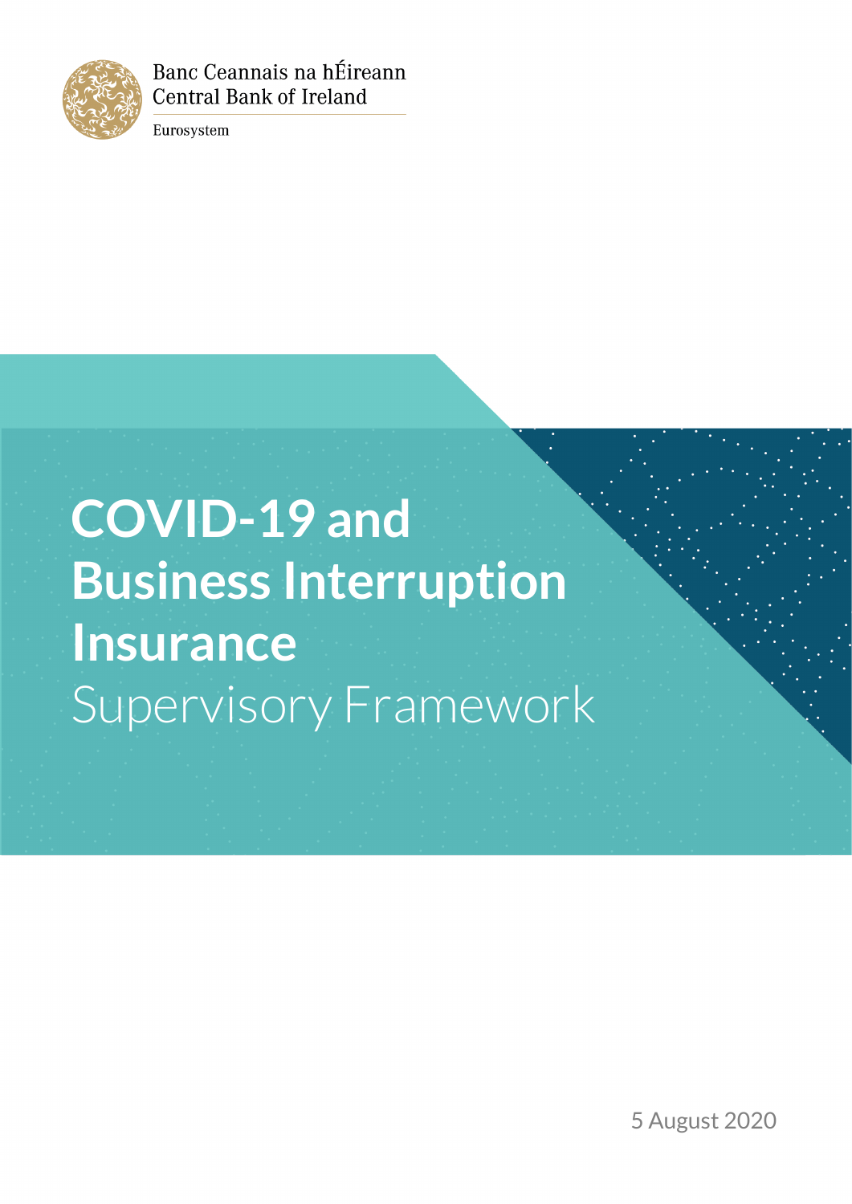Banc Ceannais na hÉireann
Central Bank of Ireland

Eurosystem

# COVID-19 and Business Interruption Insurance

## Supervisory Framework

5 August 2020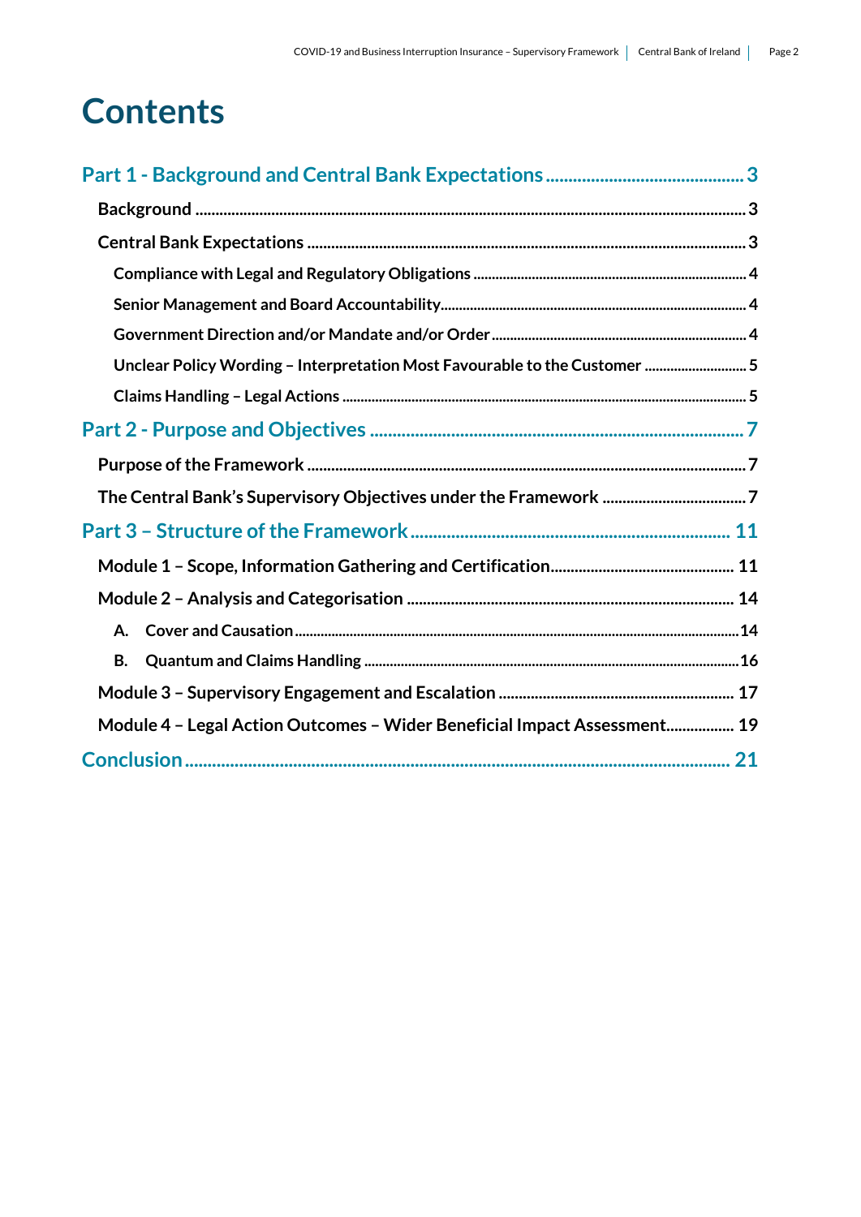# Contents

**Part 1 - Background and Central Bank Expectations** ..... 3

- **Background** ..... 3
- **Central Bank Expectations** ..... 3
  - Compliance with Legal and Regulatory Obligations ..... 4
  - Senior Management and Board Accountability ..... 4
  - Government Direction and/or Mandate and/or Order ..... 4
  - Unclear Policy Wording – Interpretation Most Favourable to the Customer ..... 5
  - Claims Handling – Legal Actions ..... 5

**Part 2 - Purpose and Objectives** ..... 7

- **Purpose of the Framework** ..... 7
- **The Central Bank's Supervisory Objectives under the Framework** ..... 7

**Part 3 – Structure of the Framework** ..... 11

- **Module 1 – Scope, Information Gathering and Certification** ..... 11
- **Module 2 – Analysis and Categorisation** ..... 14
  - A. Cover and Causation ..... 14
  - B. Quantum and Claims Handling ..... 16
- **Module 3 – Supervisory Engagement and Escalation** ..... 17
- **Module 4 – Legal Action Outcomes – Wider Beneficial Impact Assessment** ..... 19

**Conclusion** ..... 21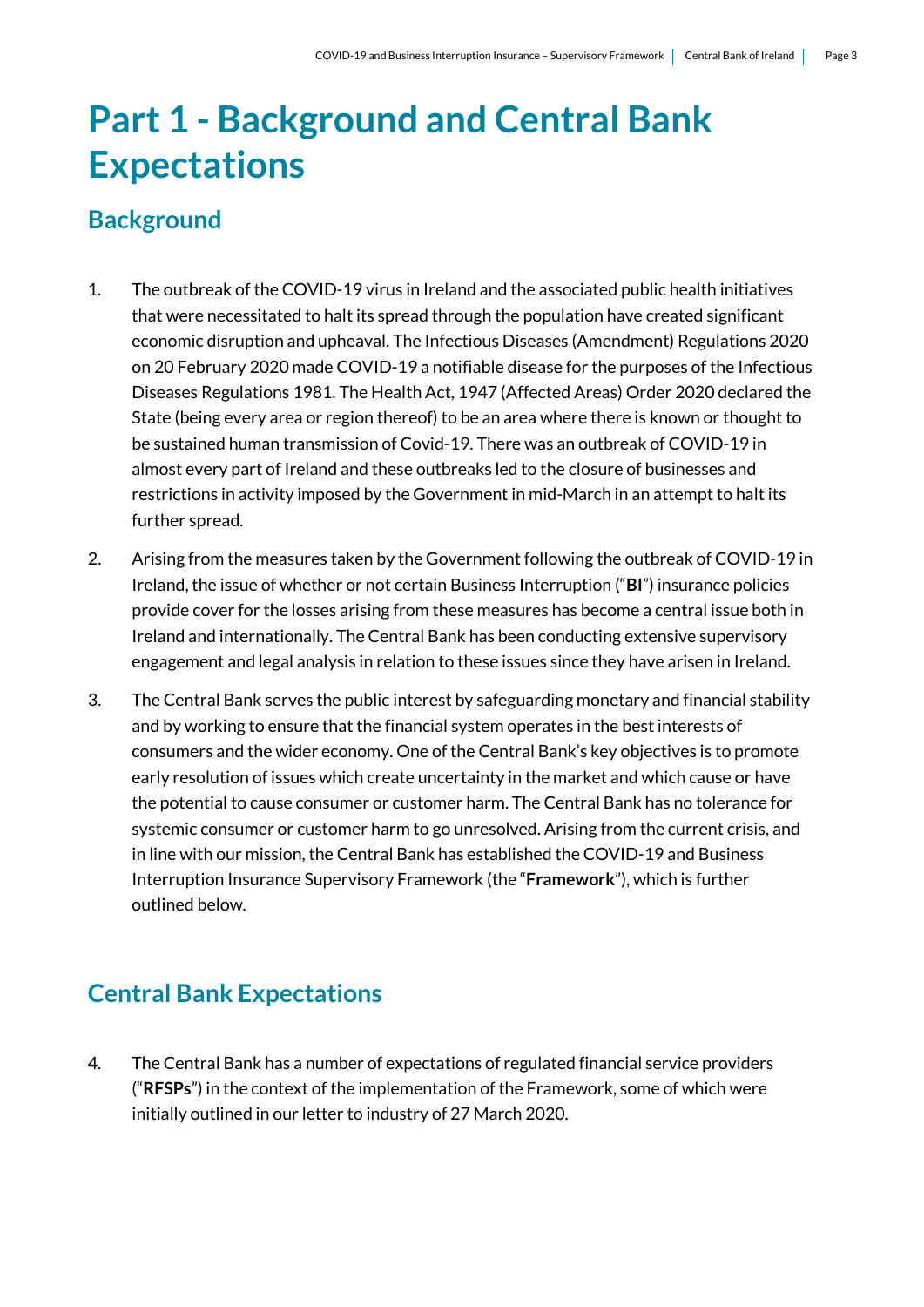# Part 1 - Background and Central Bank Expectations

## Background

1. The outbreak of the COVID-19 virus in Ireland and the associated public health initiatives that were necessitated to halt its spread through the population have created significant economic disruption and upheaval. The Infectious Diseases (Amendment) Regulations 2020 on 20 February 2020 made COVID-19 a notifiable disease for the purposes of the Infectious Diseases Regulations 1981. The Health Act, 1947 (Affected Areas) Order 2020 declared the State (being every area or region thereof) to be an area where there is known or thought to be sustained human transmission of Covid-19. There was an outbreak of COVID-19 in almost every part of Ireland and these outbreaks led to the closure of businesses and restrictions in activity imposed by the Government in mid-March in an attempt to halt its further spread.

2. Arising from the measures taken by the Government following the outbreak of COVID-19 in Ireland, the issue of whether or not certain Business Interruption ("**BI**") insurance policies provide cover for the losses arising from these measures has become a central issue both in Ireland and internationally. The Central Bank has been conducting extensive supervisory engagement and legal analysis in relation to these issues since they have arisen in Ireland.

3. The Central Bank serves the public interest by safeguarding monetary and financial stability and by working to ensure that the financial system operates in the best interests of consumers and the wider economy. One of the Central Bank's key objectives is to promote early resolution of issues which create uncertainty in the market and which cause or have the potential to cause consumer or customer harm. The Central Bank has no tolerance for systemic consumer or customer harm to go unresolved. Arising from the current crisis, and in line with our mission, the Central Bank has established the COVID-19 and Business Interruption Insurance Supervisory Framework (the "**Framework**"), which is further outlined below.

## Central Bank Expectations

4. The Central Bank has a number of expectations of regulated financial service providers ("**RFSPs**") in the context of the implementation of the Framework, some of which were initially outlined in our letter to industry of 27 March 2020.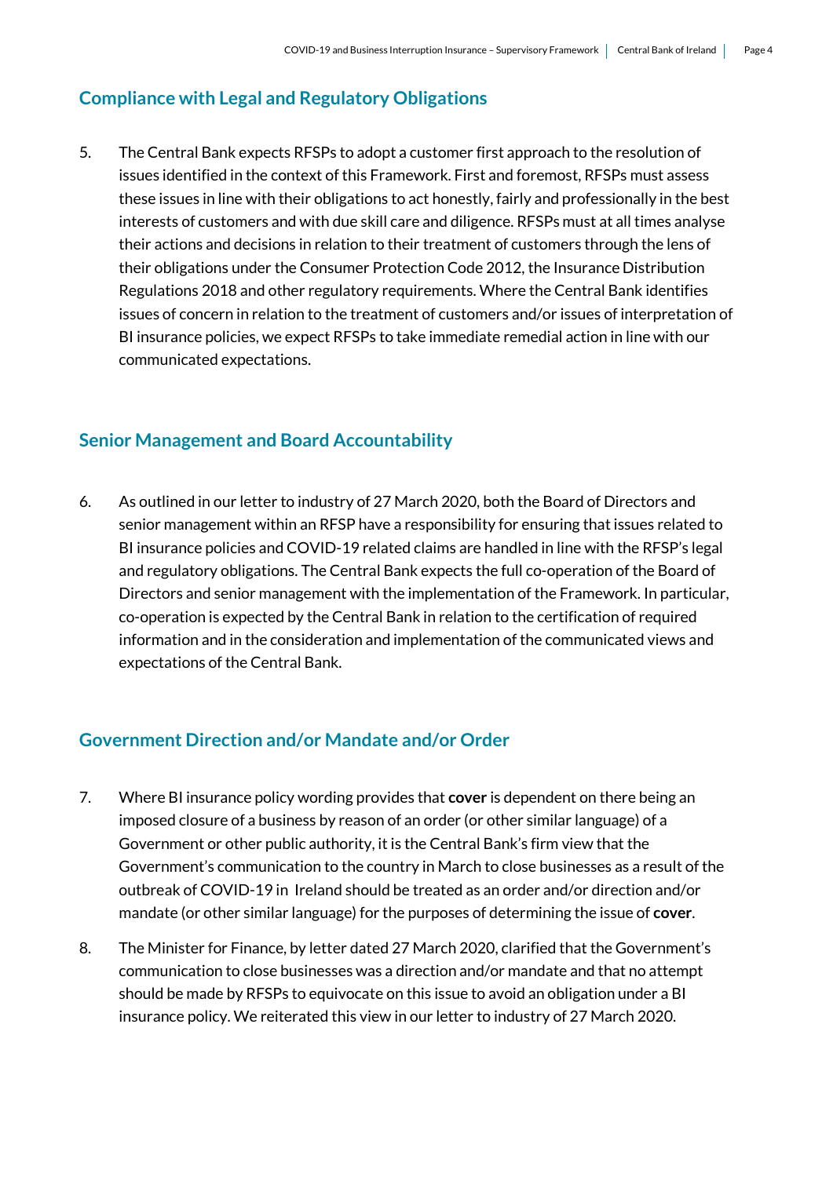## Compliance with Legal and Regulatory Obligations

5. The Central Bank expects RFSPs to adopt a customer first approach to the resolution of issues identified in the context of this Framework. First and foremost, RFSPs must assess these issues in line with their obligations to act honestly, fairly and professionally in the best interests of customers and with due skill care and diligence. RFSPs must at all times analyse their actions and decisions in relation to their treatment of customers through the lens of their obligations under the Consumer Protection Code 2012, the Insurance Distribution Regulations 2018 and other regulatory requirements. Where the Central Bank identifies issues of concern in relation to the treatment of customers and/or issues of interpretation of BI insurance policies, we expect RFSPs to take immediate remedial action in line with our communicated expectations.

## Senior Management and Board Accountability

6. As outlined in our letter to industry of 27 March 2020, both the Board of Directors and senior management within an RFSP have a responsibility for ensuring that issues related to BI insurance policies and COVID-19 related claims are handled in line with the RFSP's legal and regulatory obligations. The Central Bank expects the full co-operation of the Board of Directors and senior management with the implementation of the Framework. In particular, co-operation is expected by the Central Bank in relation to the certification of required information and in the consideration and implementation of the communicated views and expectations of the Central Bank.

## Government Direction and/or Mandate and/or Order

7. Where BI insurance policy wording provides that **cover** is dependent on there being an imposed closure of a business by reason of an order (or other similar language) of a Government or other public authority, it is the Central Bank's firm view that the Government's communication to the country in March to close businesses as a result of the outbreak of COVID-19 in Ireland should be treated as an order and/or direction and/or mandate (or other similar language) for the purposes of determining the issue of **cover**.

8. The Minister for Finance, by letter dated 27 March 2020, clarified that the Government's communication to close businesses was a direction and/or mandate and that no attempt should be made by RFSPs to equivocate on this issue to avoid an obligation under a BI insurance policy. We reiterated this view in our letter to industry of 27 March 2020.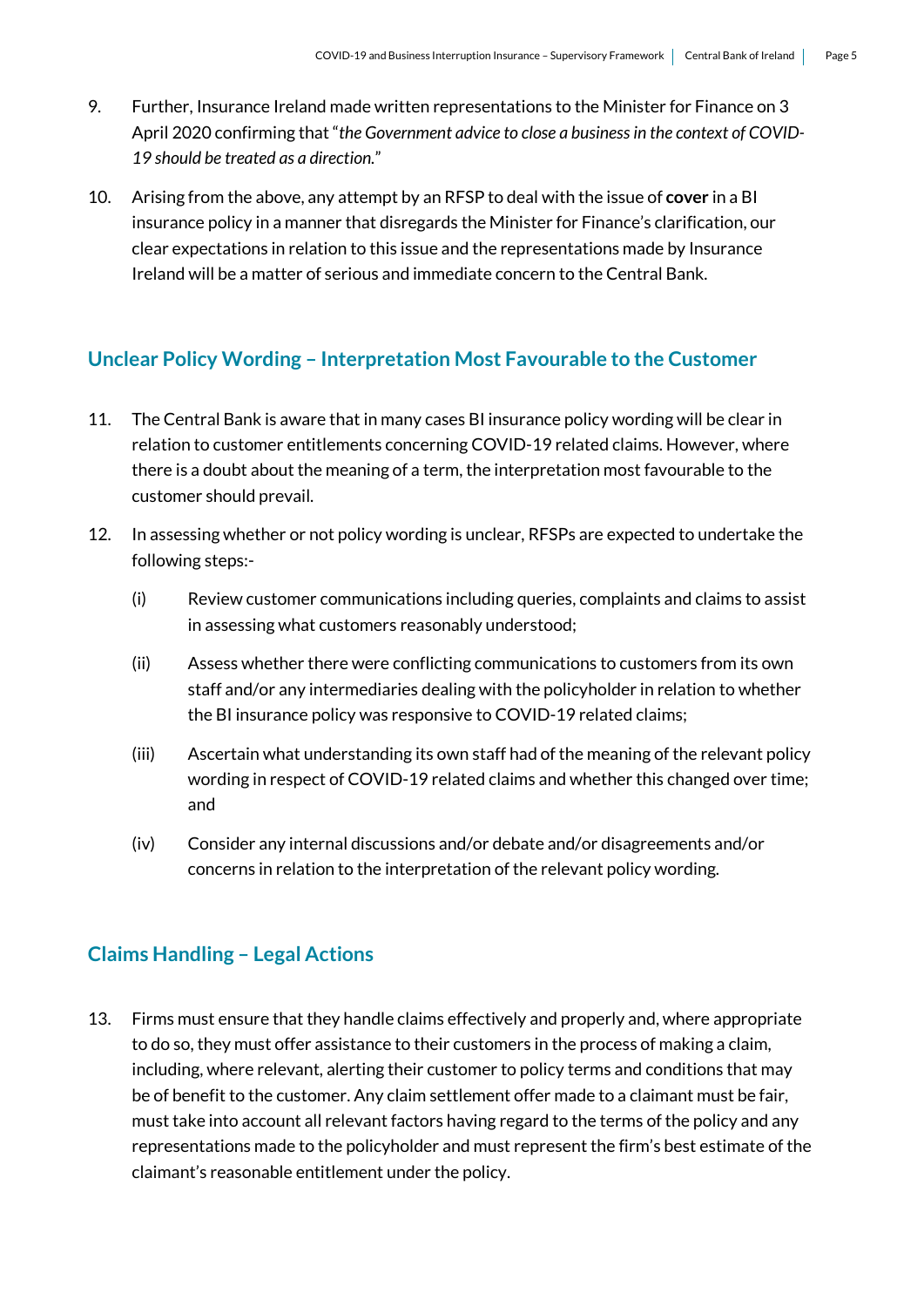9. Further, Insurance Ireland made written representations to the Minister for Finance on 3 April 2020 confirming that "*the Government advice to close a business in the context of COVID-19 should be treated as a direction.*"

10. Arising from the above, any attempt by an RFSP to deal with the issue of **cover** in a BI insurance policy in a manner that disregards the Minister for Finance's clarification, our clear expectations in relation to this issue and the representations made by Insurance Ireland will be a matter of serious and immediate concern to the Central Bank.

## Unclear Policy Wording – Interpretation Most Favourable to the Customer

11. The Central Bank is aware that in many cases BI insurance policy wording will be clear in relation to customer entitlements concerning COVID-19 related claims. However, where there is a doubt about the meaning of a term, the interpretation most favourable to the customer should prevail.

12. In assessing whether or not policy wording is unclear, RFSPs are expected to undertake the following steps:-

    (i) Review customer communications including queries, complaints and claims to assist in assessing what customers reasonably understood;

    (ii) Assess whether there were conflicting communications to customers from its own staff and/or any intermediaries dealing with the policyholder in relation to whether the BI insurance policy was responsive to COVID-19 related claims;

    (iii) Ascertain what understanding its own staff had of the meaning of the relevant policy wording in respect of COVID-19 related claims and whether this changed over time; and

    (iv) Consider any internal discussions and/or debate and/or disagreements and/or concerns in relation to the interpretation of the relevant policy wording.

## Claims Handling – Legal Actions

13. Firms must ensure that they handle claims effectively and properly and, where appropriate to do so, they must offer assistance to their customers in the process of making a claim, including, where relevant, alerting their customer to policy terms and conditions that may be of benefit to the customer. Any claim settlement offer made to a claimant must be fair, must take into account all relevant factors having regard to the terms of the policy and any representations made to the policyholder and must represent the firm's best estimate of the claimant's reasonable entitlement under the policy.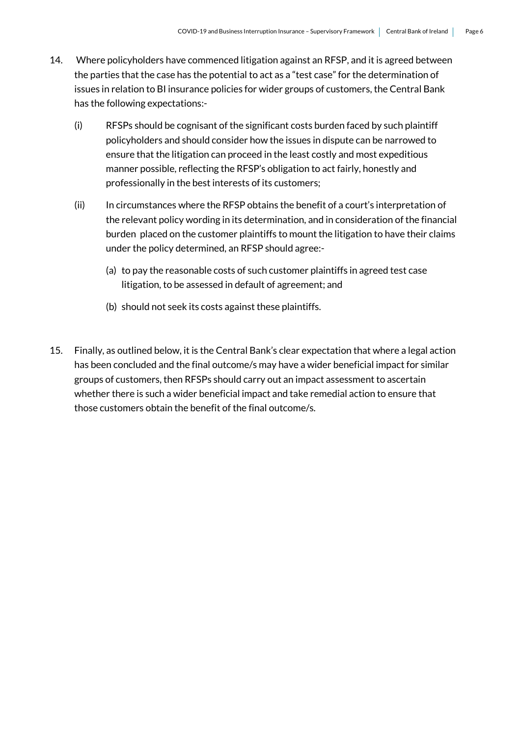14. Where policyholders have commenced litigation against an RFSP, and it is agreed between the parties that the case has the potential to act as a "test case" for the determination of issues in relation to BI insurance policies for wider groups of customers, the Central Bank has the following expectations:-

    (i) RFSPs should be cognisant of the significant costs burden faced by such plaintiff policyholders and should consider how the issues in dispute can be narrowed to ensure that the litigation can proceed in the least costly and most expeditious manner possible, reflecting the RFSP's obligation to act fairly, honestly and professionally in the best interests of its customers;

    (ii) In circumstances where the RFSP obtains the benefit of a court's interpretation of the relevant policy wording in its determination, and in consideration of the financial burden placed on the customer plaintiffs to mount the litigation to have their claims under the policy determined, an RFSP should agree:-

        (a) to pay the reasonable costs of such customer plaintiffs in agreed test case litigation, to be assessed in default of agreement; and

        (b) should not seek its costs against these plaintiffs.

15. Finally, as outlined below, it is the Central Bank's clear expectation that where a legal action has been concluded and the final outcome/s may have a wider beneficial impact for similar groups of customers, then RFSPs should carry out an impact assessment to ascertain whether there is such a wider beneficial impact and take remedial action to ensure that those customers obtain the benefit of the final outcome/s.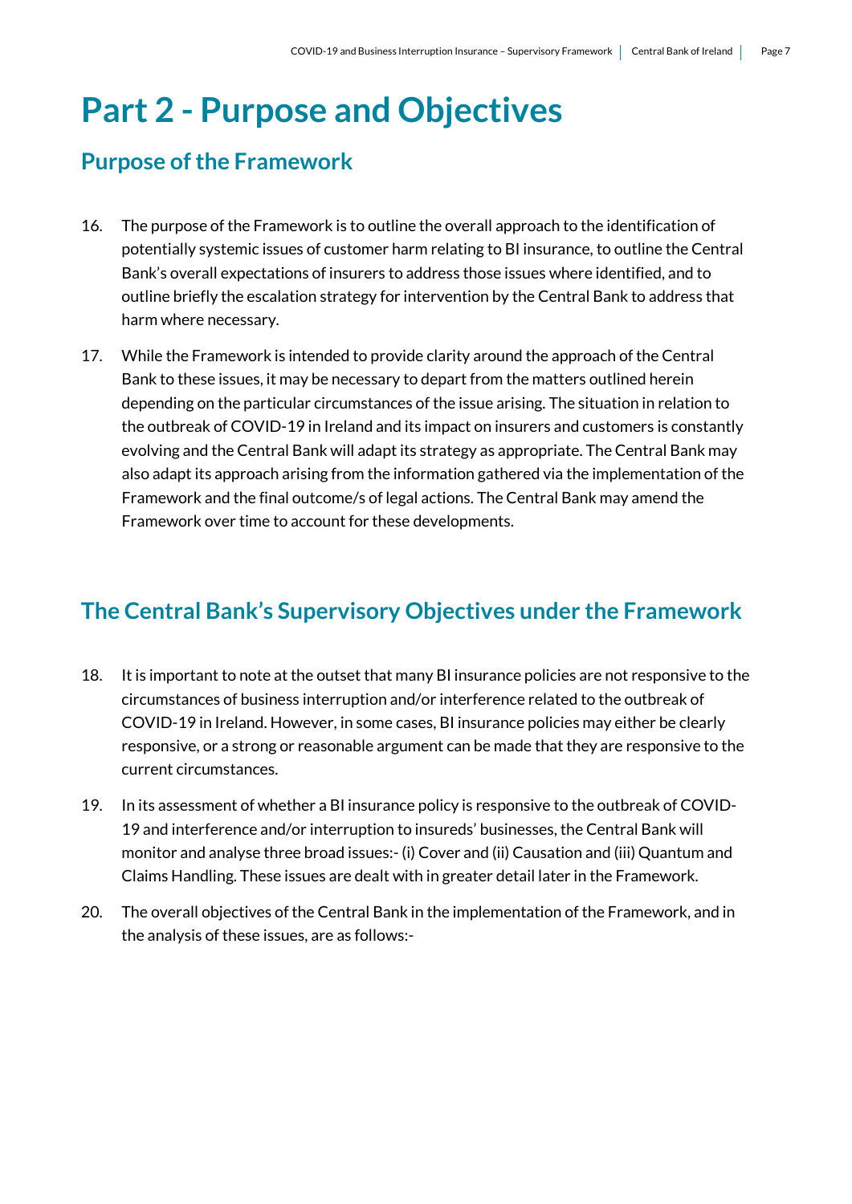# Part 2 - Purpose and Objectives

## Purpose of the Framework

16. The purpose of the Framework is to outline the overall approach to the identification of potentially systemic issues of customer harm relating to BI insurance, to outline the Central Bank's overall expectations of insurers to address those issues where identified, and to outline briefly the escalation strategy for intervention by the Central Bank to address that harm where necessary.

17. While the Framework is intended to provide clarity around the approach of the Central Bank to these issues, it may be necessary to depart from the matters outlined herein depending on the particular circumstances of the issue arising. The situation in relation to the outbreak of COVID-19 in Ireland and its impact on insurers and customers is constantly evolving and the Central Bank will adapt its strategy as appropriate. The Central Bank may also adapt its approach arising from the information gathered via the implementation of the Framework and the final outcome/s of legal actions. The Central Bank may amend the Framework over time to account for these developments.

## The Central Bank's Supervisory Objectives under the Framework

18. It is important to note at the outset that many BI insurance policies are not responsive to the circumstances of business interruption and/or interference related to the outbreak of COVID-19 in Ireland. However, in some cases, BI insurance policies may either be clearly responsive, or a strong or reasonable argument can be made that they are responsive to the current circumstances.

19. In its assessment of whether a BI insurance policy is responsive to the outbreak of COVID-19 and interference and/or interruption to insureds' businesses, the Central Bank will monitor and analyse three broad issues:- (i) Cover and (ii) Causation and (iii) Quantum and Claims Handling. These issues are dealt with in greater detail later in the Framework.

20. The overall objectives of the Central Bank in the implementation of the Framework, and in the analysis of these issues, are as follows:-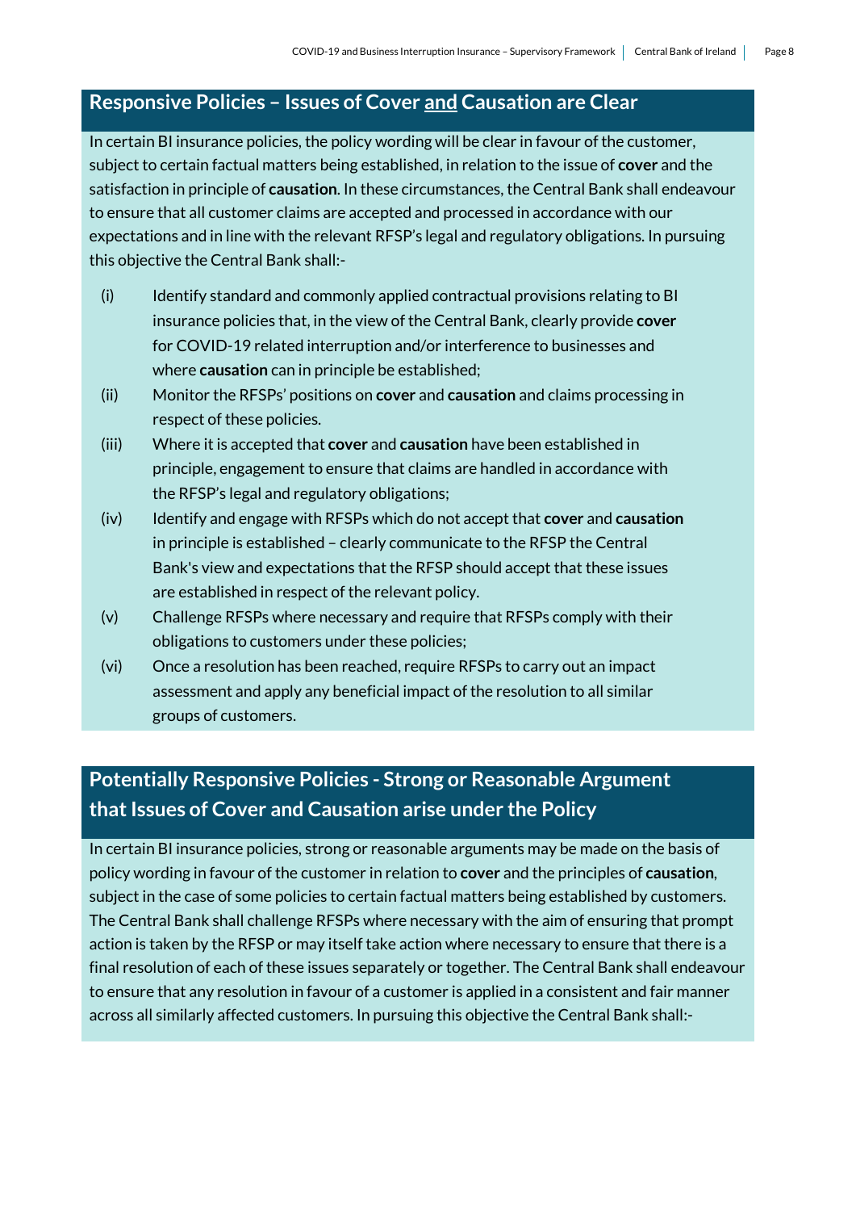## Responsive Policies – Issues of Cover <u>and</u> Causation are Clear

In certain BI insurance policies, the policy wording will be clear in favour of the customer, subject to certain factual matters being established, in relation to the issue of **cover** and the satisfaction in principle of **causation**. In these circumstances, the Central Bank shall endeavour to ensure that all customer claims are accepted and processed in accordance with our expectations and in line with the relevant RFSP's legal and regulatory obligations. In pursuing this objective the Central Bank shall:-

(i) Identify standard and commonly applied contractual provisions relating to BI insurance policies that, in the view of the Central Bank, clearly provide **cover** for COVID-19 related interruption and/or interference to businesses and where **causation** can in principle be established;

(ii) Monitor the RFSPs' positions on **cover** and **causation** and claims processing in respect of these policies.

(iii) Where it is accepted that **cover** and **causation** have been established in principle, engagement to ensure that claims are handled in accordance with the RFSP's legal and regulatory obligations;

(iv) Identify and engage with RFSPs which do not accept that **cover** and **causation** in principle is established – clearly communicate to the RFSP the Central Bank's view and expectations that the RFSP should accept that these issues are established in respect of the relevant policy.

(v) Challenge RFSPs where necessary and require that RFSPs comply with their obligations to customers under these policies;

(vi) Once a resolution has been reached, require RFSPs to carry out an impact assessment and apply any beneficial impact of the resolution to all similar groups of customers.

## Potentially Responsive Policies - Strong or Reasonable Argument that Issues of Cover and Causation arise under the Policy

In certain BI insurance policies, strong or reasonable arguments may be made on the basis of policy wording in favour of the customer in relation to **cover** and the principles of **causation**, subject in the case of some policies to certain factual matters being established by customers. The Central Bank shall challenge RFSPs where necessary with the aim of ensuring that prompt action is taken by the RFSP or may itself take action where necessary to ensure that there is a final resolution of each of these issues separately or together. The Central Bank shall endeavour to ensure that any resolution in favour of a customer is applied in a consistent and fair manner across all similarly affected customers. In pursuing this objective the Central Bank shall:-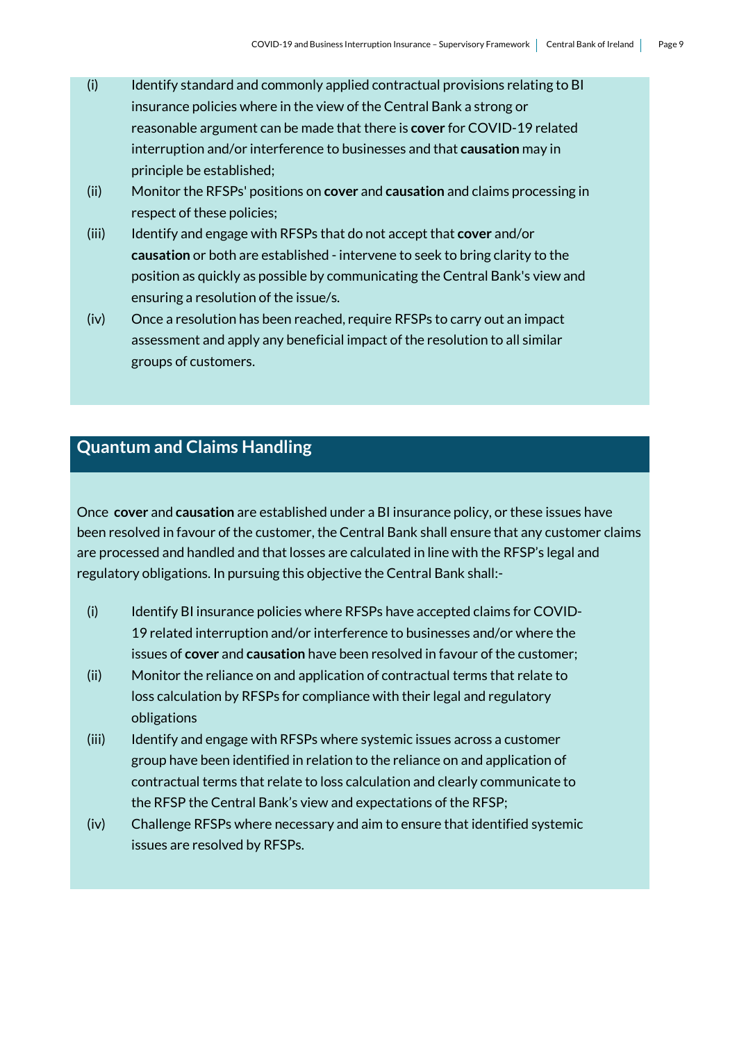(i) Identify standard and commonly applied contractual provisions relating to BI insurance policies where in the view of the Central Bank a strong or reasonable argument can be made that there is **cover** for COVID-19 related interruption and/or interference to businesses and that **causation** may in principle be established;

(ii) Monitor the RFSPs' positions on **cover** and **causation** and claims processing in respect of these policies;

(iii) Identify and engage with RFSPs that do not accept that **cover** and/or **causation** or both are established - intervene to seek to bring clarity to the position as quickly as possible by communicating the Central Bank's view and ensuring a resolution of the issue/s.

(iv) Once a resolution has been reached, require RFSPs to carry out an impact assessment and apply any beneficial impact of the resolution to all similar groups of customers.

## Quantum and Claims Handling

Once **cover** and **causation** are established under a BI insurance policy, or these issues have been resolved in favour of the customer, the Central Bank shall ensure that any customer claims are processed and handled and that losses are calculated in line with the RFSP's legal and regulatory obligations. In pursuing this objective the Central Bank shall:-

(i) Identify BI insurance policies where RFSPs have accepted claims for COVID-19 related interruption and/or interference to businesses and/or where the issues of **cover** and **causation** have been resolved in favour of the customer;

(ii) Monitor the reliance on and application of contractual terms that relate to loss calculation by RFSPs for compliance with their legal and regulatory obligations

(iii) Identify and engage with RFSPs where systemic issues across a customer group have been identified in relation to the reliance on and application of contractual terms that relate to loss calculation and clearly communicate to the RFSP the Central Bank's view and expectations of the RFSP;

(iv) Challenge RFSPs where necessary and aim to ensure that identified systemic issues are resolved by RFSPs.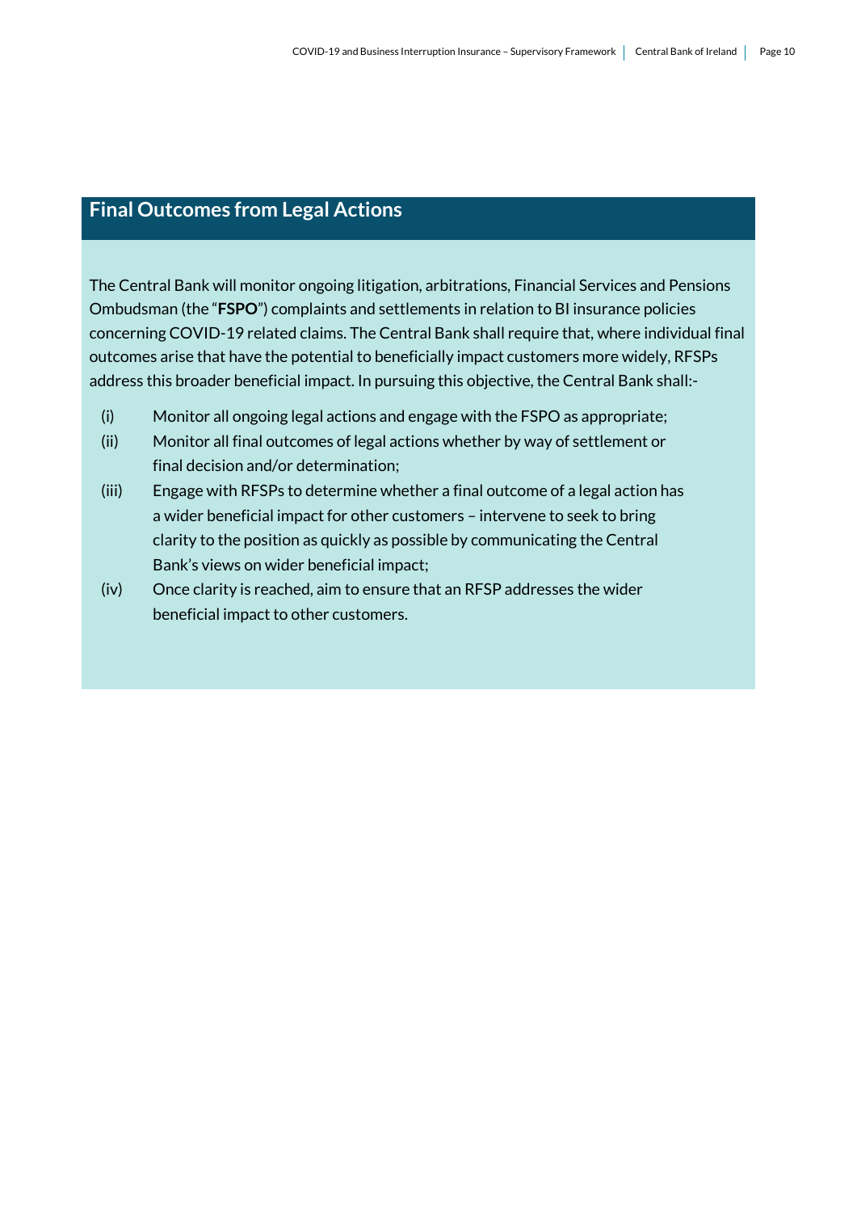## Final Outcomes from Legal Actions

The Central Bank will monitor ongoing litigation, arbitrations, Financial Services and Pensions Ombudsman (the "**FSPO**") complaints and settlements in relation to BI insurance policies concerning COVID-19 related claims. The Central Bank shall require that, where individual final outcomes arise that have the potential to beneficially impact customers more widely, RFSPs address this broader beneficial impact. In pursuing this objective, the Central Bank shall:-

(i) Monitor all ongoing legal actions and engage with the FSPO as appropriate;

(ii) Monitor all final outcomes of legal actions whether by way of settlement or final decision and/or determination;

(iii) Engage with RFSPs to determine whether a final outcome of a legal action has a wider beneficial impact for other customers – intervene to seek to bring clarity to the position as quickly as possible by communicating the Central Bank's views on wider beneficial impact;

(iv) Once clarity is reached, aim to ensure that an RFSP addresses the wider beneficial impact to other customers.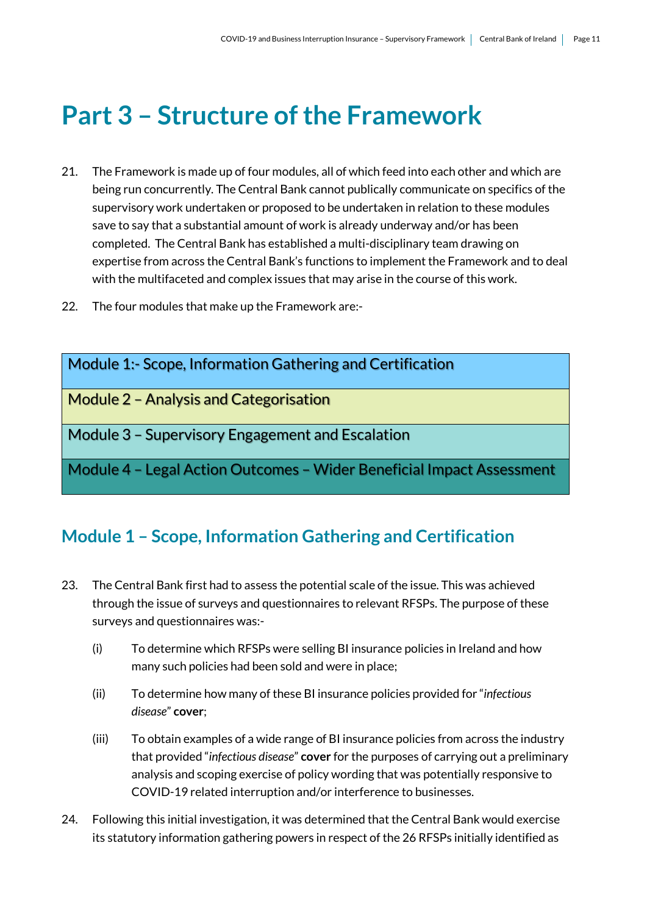# Part 3 – Structure of the Framework

21. The Framework is made up of four modules, all of which feed into each other and which are being run concurrently. The Central Bank cannot publically communicate on specifics of the supervisory work undertaken or proposed to be undertaken in relation to these modules save to say that a substantial amount of work is already underway and/or has been completed. The Central Bank has established a multi-disciplinary team drawing on expertise from across the Central Bank's functions to implement the Framework and to deal with the multifaceted and complex issues that may arise in the course of this work.

22. The four modules that make up the Framework are:-

| Module 1:- Scope, Information Gathering and Certification |
|---|
| Module 2 – Analysis and Categorisation |
| Module 3 – Supervisory Engagement and Escalation |
| Module 4 – Legal Action Outcomes – Wider Beneficial Impact Assessment |

## Module 1 – Scope, Information Gathering and Certification

23. The Central Bank first had to assess the potential scale of the issue. This was achieved through the issue of surveys and questionnaires to relevant RFSPs. The purpose of these surveys and questionnaires was:-

    (i) To determine which RFSPs were selling BI insurance policies in Ireland and how many such policies had been sold and were in place;

    (ii) To determine how many of these BI insurance policies provided for "*infectious disease*" **cover**;

    (iii) To obtain examples of a wide range of BI insurance policies from across the industry that provided "*infectious disease*" **cover** for the purposes of carrying out a preliminary analysis and scoping exercise of policy wording that was potentially responsive to COVID-19 related interruption and/or interference to businesses.

24. Following this initial investigation, it was determined that the Central Bank would exercise its statutory information gathering powers in respect of the 26 RFSPs initially identified as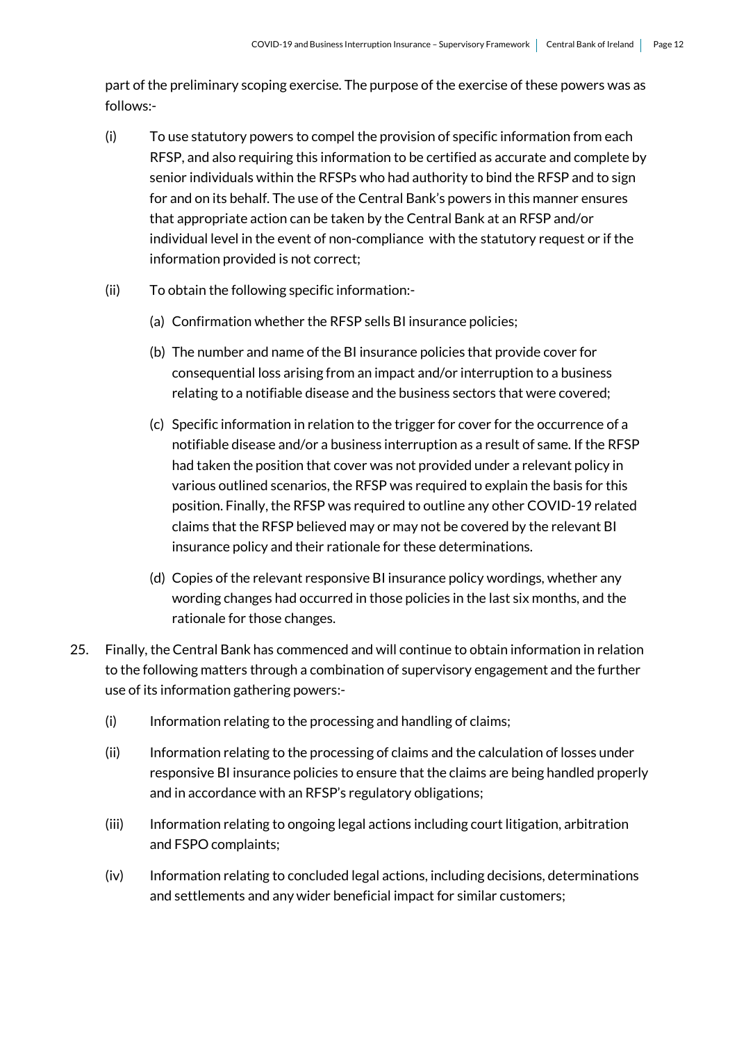part of the preliminary scoping exercise. The purpose of the exercise of these powers was as follows:-

(i) To use statutory powers to compel the provision of specific information from each RFSP, and also requiring this information to be certified as accurate and complete by senior individuals within the RFSPs who had authority to bind the RFSP and to sign for and on its behalf. The use of the Central Bank's powers in this manner ensures that appropriate action can be taken by the Central Bank at an RFSP and/or individual level in the event of non-compliance with the statutory request or if the information provided is not correct;

(ii) To obtain the following specific information:-

   (a) Confirmation whether the RFSP sells BI insurance policies;

   (b) The number and name of the BI insurance policies that provide cover for consequential loss arising from an impact and/or interruption to a business relating to a notifiable disease and the business sectors that were covered;

   (c) Specific information in relation to the trigger for cover for the occurrence of a notifiable disease and/or a business interruption as a result of same. If the RFSP had taken the position that cover was not provided under a relevant policy in various outlined scenarios, the RFSP was required to explain the basis for this position. Finally, the RFSP was required to outline any other COVID-19 related claims that the RFSP believed may or may not be covered by the relevant BI insurance policy and their rationale for these determinations.

   (d) Copies of the relevant responsive BI insurance policy wordings, whether any wording changes had occurred in those policies in the last six months, and the rationale for those changes.

25. Finally, the Central Bank has commenced and will continue to obtain information in relation to the following matters through a combination of supervisory engagement and the further use of its information gathering powers:-

   (i) Information relating to the processing and handling of claims;

   (ii) Information relating to the processing of claims and the calculation of losses under responsive BI insurance policies to ensure that the claims are being handled properly and in accordance with an RFSP's regulatory obligations;

   (iii) Information relating to ongoing legal actions including court litigation, arbitration and FSPO complaints;

   (iv) Information relating to concluded legal actions, including decisions, determinations and settlements and any wider beneficial impact for similar customers;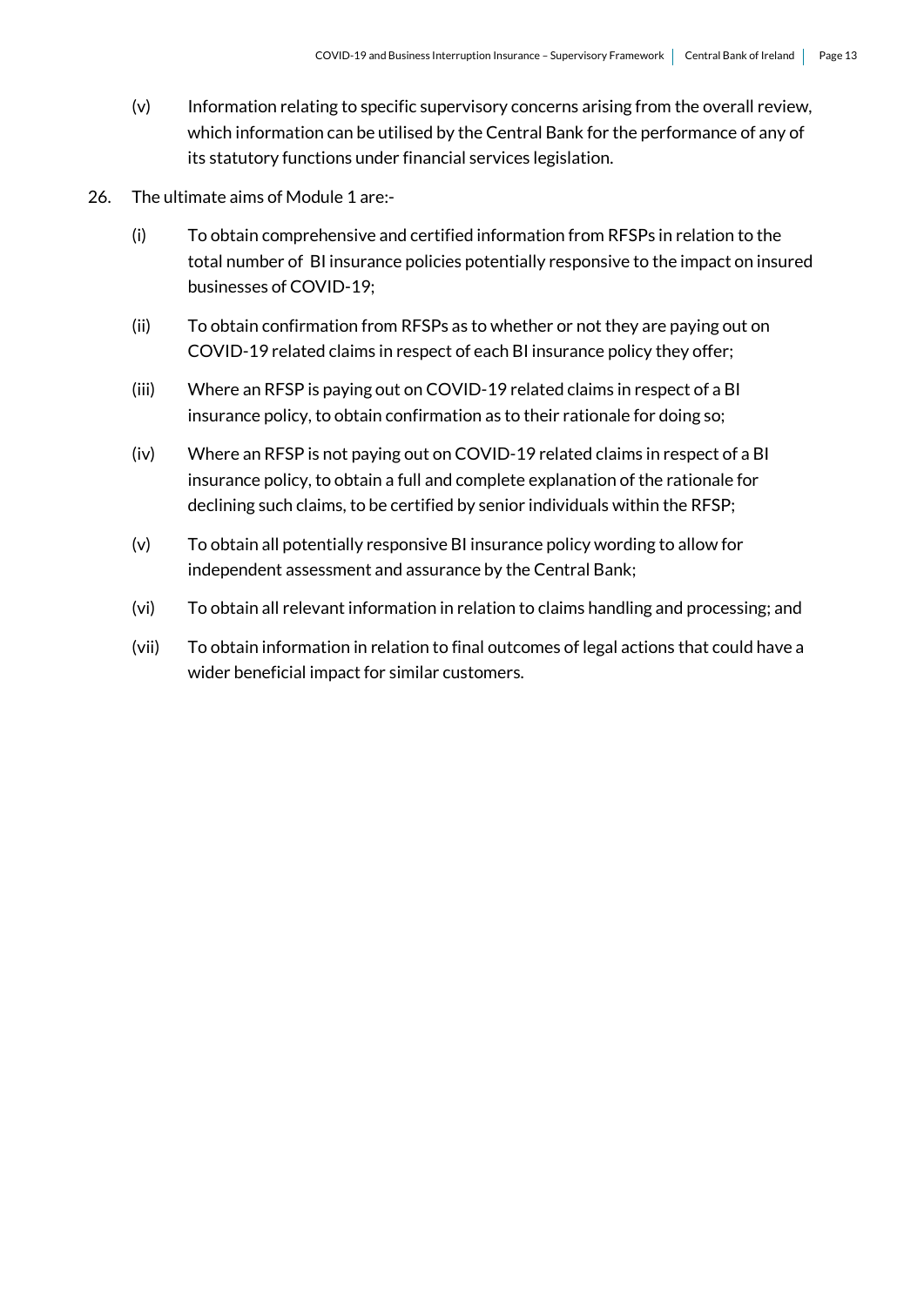(v) Information relating to specific supervisory concerns arising from the overall review, which information can be utilised by the Central Bank for the performance of any of its statutory functions under financial services legislation.

26. The ultimate aims of Module 1 are:-

    (i) To obtain comprehensive and certified information from RFSPs in relation to the total number of BI insurance policies potentially responsive to the impact on insured businesses of COVID-19;

    (ii) To obtain confirmation from RFSPs as to whether or not they are paying out on COVID-19 related claims in respect of each BI insurance policy they offer;

    (iii) Where an RFSP is paying out on COVID-19 related claims in respect of a BI insurance policy, to obtain confirmation as to their rationale for doing so;

    (iv) Where an RFSP is not paying out on COVID-19 related claims in respect of a BI insurance policy, to obtain a full and complete explanation of the rationale for declining such claims, to be certified by senior individuals within the RFSP;

    (v) To obtain all potentially responsive BI insurance policy wording to allow for independent assessment and assurance by the Central Bank;

    (vi) To obtain all relevant information in relation to claims handling and processing; and

    (vii) To obtain information in relation to final outcomes of legal actions that could have a wider beneficial impact for similar customers.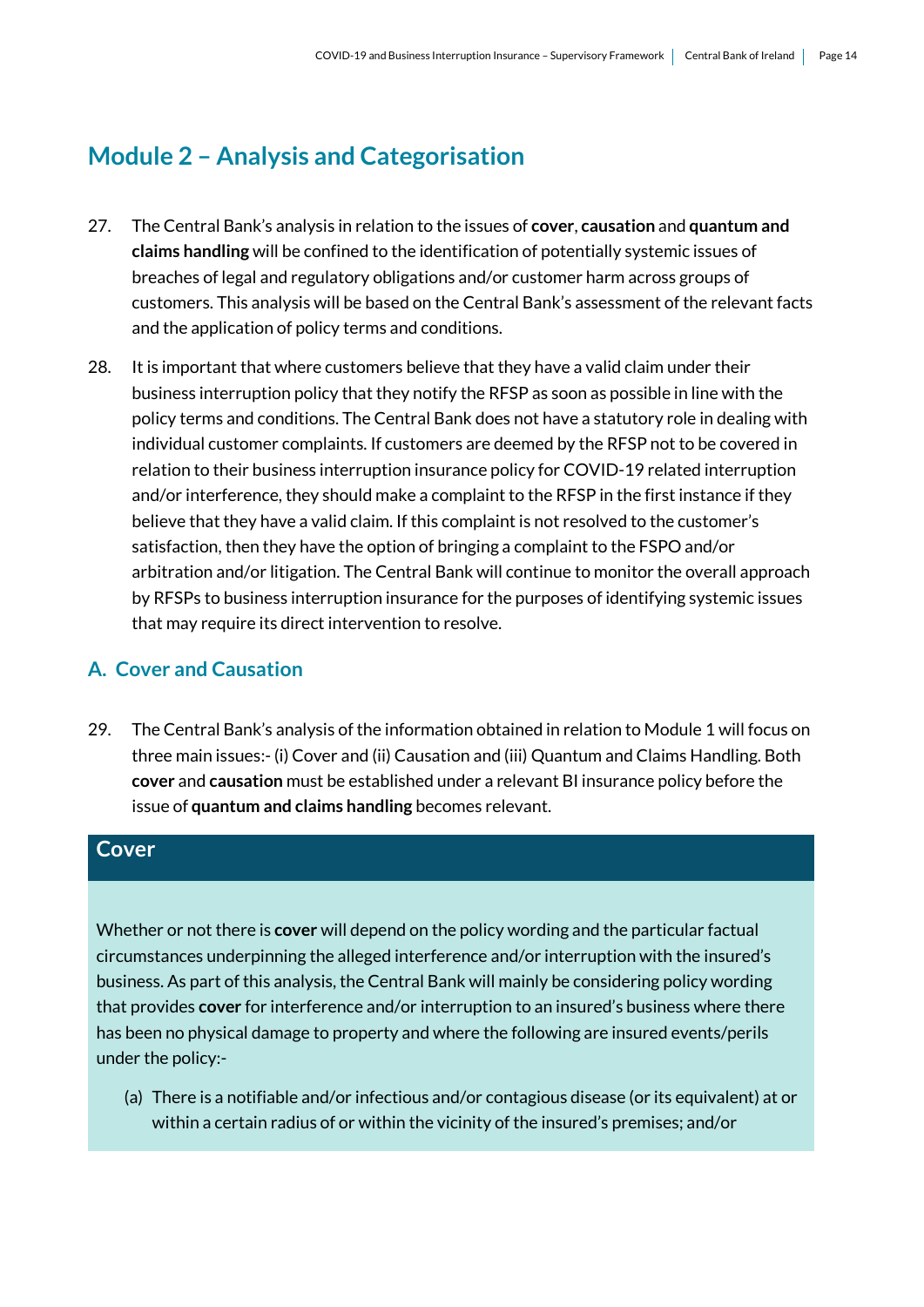## Module 2 – Analysis and Categorisation

27. The Central Bank's analysis in relation to the issues of **cover**, **causation** and **quantum and claims handling** will be confined to the identification of potentially systemic issues of breaches of legal and regulatory obligations and/or customer harm across groups of customers. This analysis will be based on the Central Bank's assessment of the relevant facts and the application of policy terms and conditions.

28. It is important that where customers believe that they have a valid claim under their business interruption policy that they notify the RFSP as soon as possible in line with the policy terms and conditions. The Central Bank does not have a statutory role in dealing with individual customer complaints. If customers are deemed by the RFSP not to be covered in relation to their business interruption insurance policy for COVID-19 related interruption and/or interference, they should make a complaint to the RFSP in the first instance if they believe that they have a valid claim. If this complaint is not resolved to the customer's satisfaction, then they have the option of bringing a complaint to the FSPO and/or arbitration and/or litigation. The Central Bank will continue to monitor the overall approach by RFSPs to business interruption insurance for the purposes of identifying systemic issues that may require its direct intervention to resolve.

### A. Cover and Causation

29. The Central Bank's analysis of the information obtained in relation to Module 1 will focus on three main issues:- (i) Cover and (ii) Causation and (iii) Quantum and Claims Handling. Both **cover** and **causation** must be established under a relevant BI insurance policy before the issue of **quantum and claims handling** becomes relevant.

#### Cover

Whether or not there is **cover** will depend on the policy wording and the particular factual circumstances underpinning the alleged interference and/or interruption with the insured's business. As part of this analysis, the Central Bank will mainly be considering policy wording that provides **cover** for interference and/or interruption to an insured's business where there has been no physical damage to property and where the following are insured events/perils under the policy:-

(a) There is a notifiable and/or infectious and/or contagious disease (or its equivalent) at or within a certain radius of or within the vicinity of the insured's premises; and/or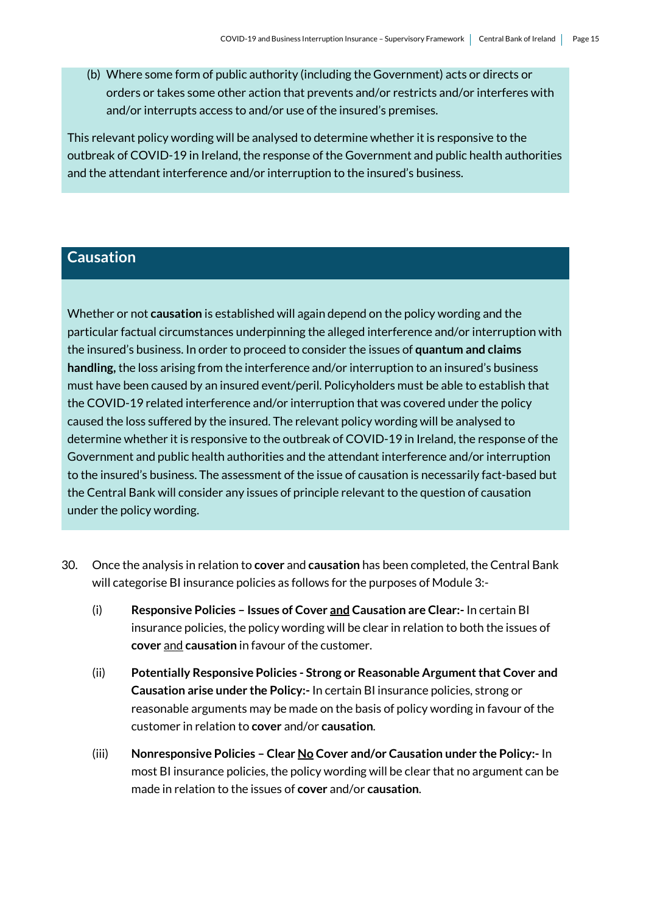(b) Where some form of public authority (including the Government) acts or directs or orders or takes some other action that prevents and/or restricts and/or interferes with and/or interrupts access to and/or use of the insured's premises.

This relevant policy wording will be analysed to determine whether it is responsive to the outbreak of COVID-19 in Ireland, the response of the Government and public health authorities and the attendant interference and/or interruption to the insured's business.

## Causation

Whether or not **causation** is established will again depend on the policy wording and the particular factual circumstances underpinning the alleged interference and/or interruption with the insured's business. In order to proceed to consider the issues of **quantum and claims handling,** the loss arising from the interference and/or interruption to an insured's business must have been caused by an insured event/peril. Policyholders must be able to establish that the COVID-19 related interference and/or interruption that was covered under the policy caused the loss suffered by the insured. The relevant policy wording will be analysed to determine whether it is responsive to the outbreak of COVID-19 in Ireland, the response of the Government and public health authorities and the attendant interference and/or interruption to the insured's business. The assessment of the issue of causation is necessarily fact-based but the Central Bank will consider any issues of principle relevant to the question of causation under the policy wording.

30. Once the analysis in relation to **cover** and **causation** has been completed, the Central Bank will categorise BI insurance policies as follows for the purposes of Module 3:-

    (i) **Responsive Policies – Issues of Cover <u>and</u> Causation are Clear:-** In certain BI insurance policies, the policy wording will be clear in relation to both the issues of **cover** <u>and</u> **causation** in favour of the customer.

    (ii) **Potentially Responsive Policies - Strong or Reasonable Argument that Cover and Causation arise under the Policy:-** In certain BI insurance policies, strong or reasonable arguments may be made on the basis of policy wording in favour of the customer in relation to **cover** and/or **causation**.

    (iii) **Nonresponsive Policies – Clear <u>No</u> Cover and/or Causation under the Policy:-** In most BI insurance policies, the policy wording will be clear that no argument can be made in relation to the issues of **cover** and/or **causation**.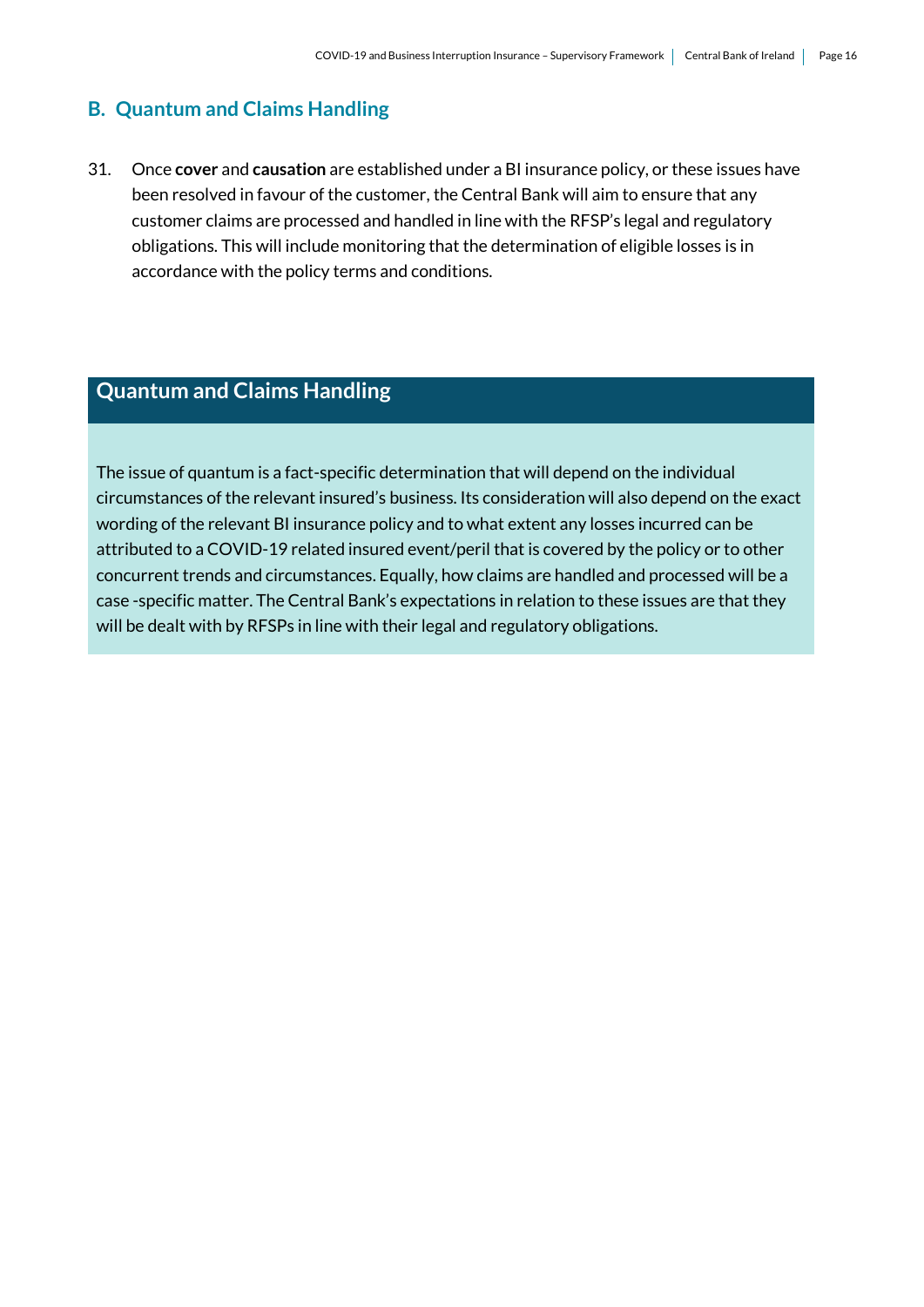## B. Quantum and Claims Handling

31. Once **cover** and **causation** are established under a BI insurance policy, or these issues have been resolved in favour of the customer, the Central Bank will aim to ensure that any customer claims are processed and handled in line with the RFSP's legal and regulatory obligations. This will include monitoring that the determination of eligible losses is in accordance with the policy terms and conditions.

### Quantum and Claims Handling

The issue of quantum is a fact-specific determination that will depend on the individual circumstances of the relevant insured's business. Its consideration will also depend on the exact wording of the relevant BI insurance policy and to what extent any losses incurred can be attributed to a COVID-19 related insured event/peril that is covered by the policy or to other concurrent trends and circumstances. Equally, how claims are handled and processed will be a case -specific matter. The Central Bank's expectations in relation to these issues are that they will be dealt with by RFSPs in line with their legal and regulatory obligations.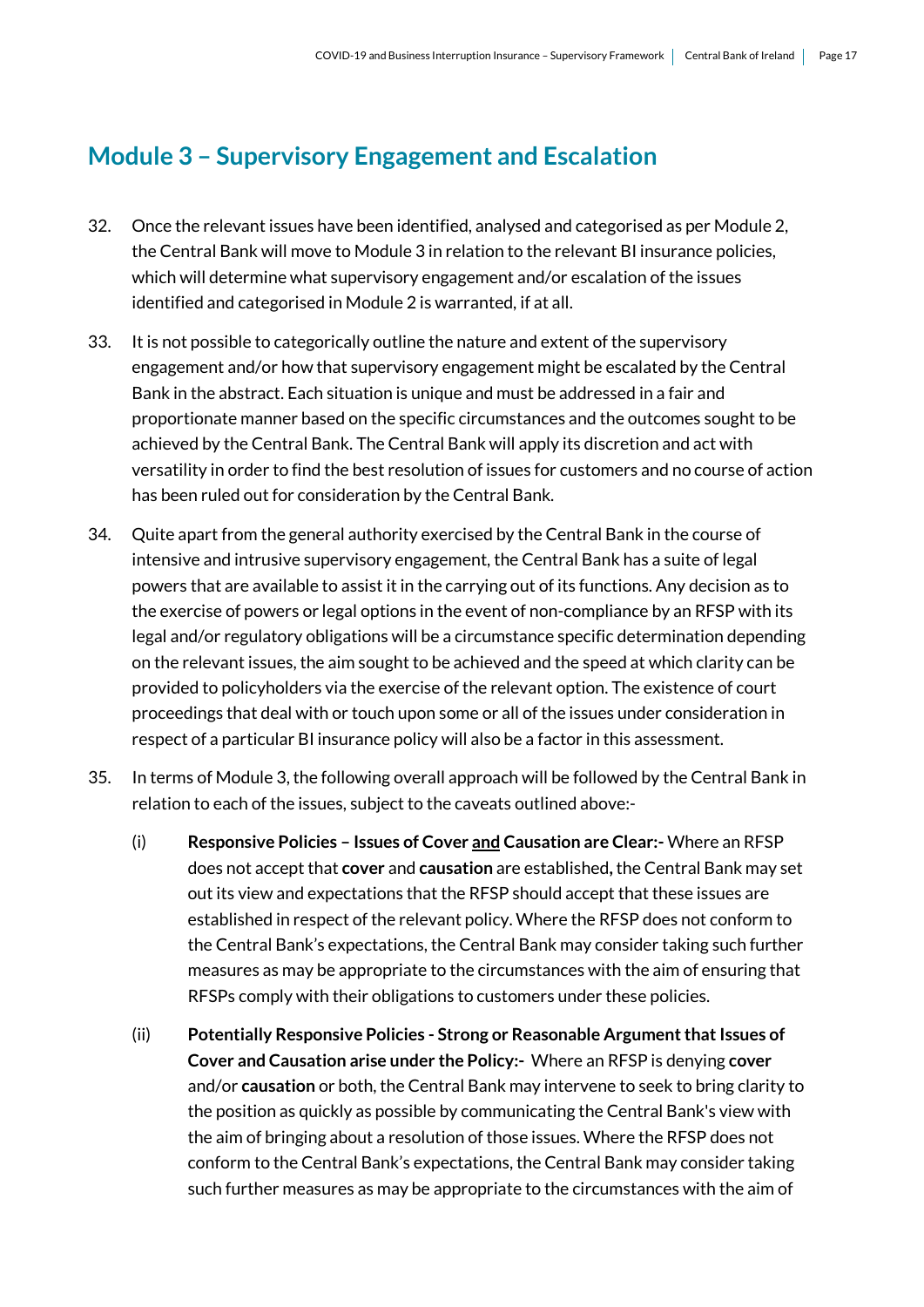## Module 3 – Supervisory Engagement and Escalation

32. Once the relevant issues have been identified, analysed and categorised as per Module 2, the Central Bank will move to Module 3 in relation to the relevant BI insurance policies, which will determine what supervisory engagement and/or escalation of the issues identified and categorised in Module 2 is warranted, if at all.

33. It is not possible to categorically outline the nature and extent of the supervisory engagement and/or how that supervisory engagement might be escalated by the Central Bank in the abstract. Each situation is unique and must be addressed in a fair and proportionate manner based on the specific circumstances and the outcomes sought to be achieved by the Central Bank. The Central Bank will apply its discretion and act with versatility in order to find the best resolution of issues for customers and no course of action has been ruled out for consideration by the Central Bank.

34. Quite apart from the general authority exercised by the Central Bank in the course of intensive and intrusive supervisory engagement, the Central Bank has a suite of legal powers that are available to assist it in the carrying out of its functions. Any decision as to the exercise of powers or legal options in the event of non-compliance by an RFSP with its legal and/or regulatory obligations will be a circumstance specific determination depending on the relevant issues, the aim sought to be achieved and the speed at which clarity can be provided to policyholders via the exercise of the relevant option. The existence of court proceedings that deal with or touch upon some or all of the issues under consideration in respect of a particular BI insurance policy will also be a factor in this assessment.

35. In terms of Module 3, the following overall approach will be followed by the Central Bank in relation to each of the issues, subject to the caveats outlined above:-

    (i) **Responsive Policies – Issues of Cover <u>and</u> Causation are Clear:-** Where an RFSP does not accept that **cover** and **causation** are established**,** the Central Bank may set out its view and expectations that the RFSP should accept that these issues are established in respect of the relevant policy. Where the RFSP does not conform to the Central Bank's expectations, the Central Bank may consider taking such further measures as may be appropriate to the circumstances with the aim of ensuring that RFSPs comply with their obligations to customers under these policies.

    (ii) **Potentially Responsive Policies - Strong or Reasonable Argument that Issues of Cover and Causation arise under the Policy:-** Where an RFSP is denying **cover** and/or **causation** or both, the Central Bank may intervene to seek to bring clarity to the position as quickly as possible by communicating the Central Bank's view with the aim of bringing about a resolution of those issues. Where the RFSP does not conform to the Central Bank's expectations, the Central Bank may consider taking such further measures as may be appropriate to the circumstances with the aim of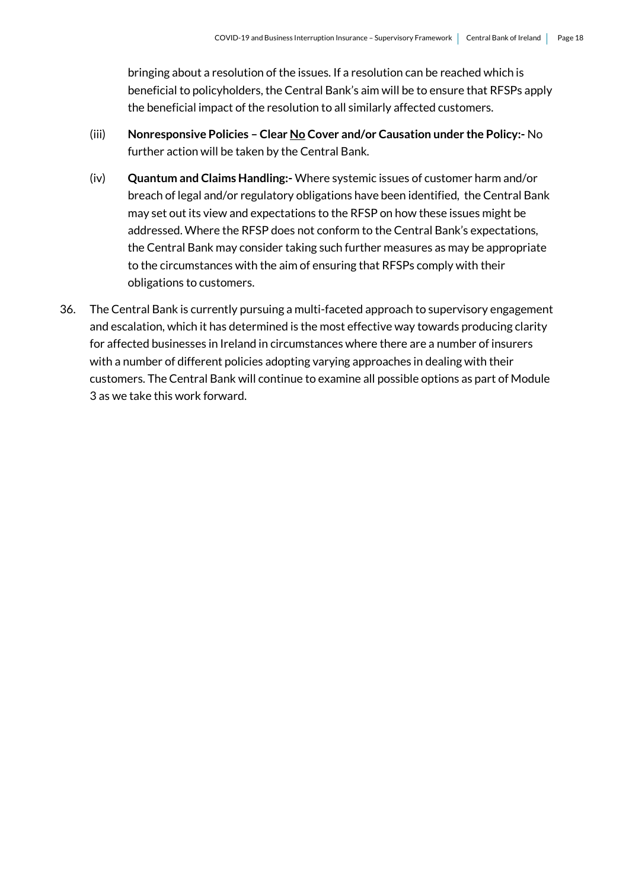bringing about a resolution of the issues. If a resolution can be reached which is beneficial to policyholders, the Central Bank's aim will be to ensure that RFSPs apply the beneficial impact of the resolution to all similarly affected customers.

(iii) **Nonresponsive Policies – Clear <u>No</u> Cover and/or Causation under the Policy:-** No further action will be taken by the Central Bank.

(iv) **Quantum and Claims Handling:-** Where systemic issues of customer harm and/or breach of legal and/or regulatory obligations have been identified, the Central Bank may set out its view and expectations to the RFSP on how these issues might be addressed. Where the RFSP does not conform to the Central Bank's expectations, the Central Bank may consider taking such further measures as may be appropriate to the circumstances with the aim of ensuring that RFSPs comply with their obligations to customers.

36. The Central Bank is currently pursuing a multi-faceted approach to supervisory engagement and escalation, which it has determined is the most effective way towards producing clarity for affected businesses in Ireland in circumstances where there are a number of insurers with a number of different policies adopting varying approaches in dealing with their customers. The Central Bank will continue to examine all possible options as part of Module 3 as we take this work forward.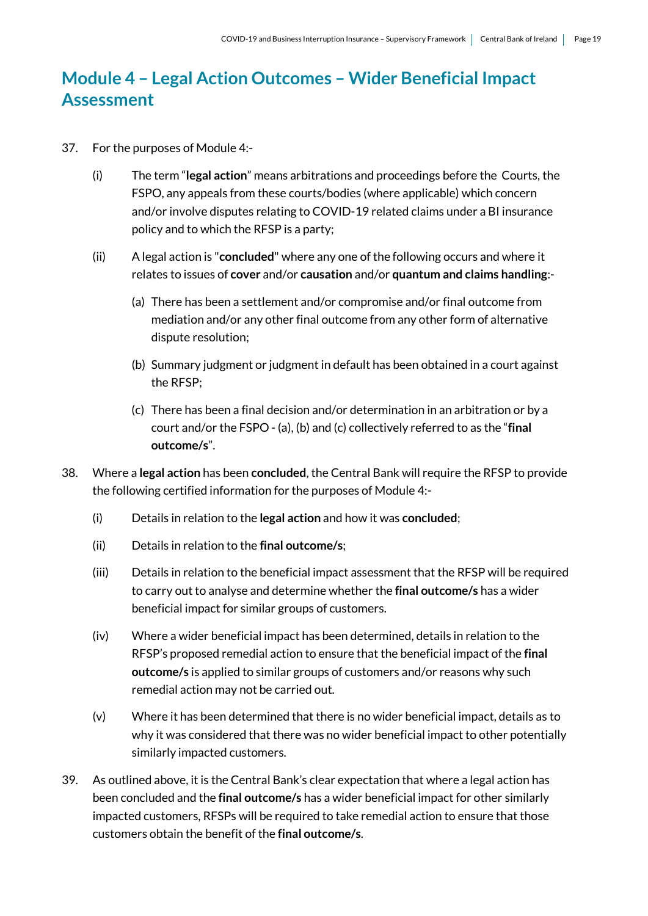# Module 4 – Legal Action Outcomes – Wider Beneficial Impact Assessment

37. For the purposes of Module 4:-

    (i) The term "**legal action**" means arbitrations and proceedings before the Courts, the FSPO, any appeals from these courts/bodies (where applicable) which concern and/or involve disputes relating to COVID-19 related claims under a BI insurance policy and to which the RFSP is a party;

    (ii) A legal action is "**concluded**" where any one of the following occurs and where it relates to issues of **cover** and/or **causation** and/or **quantum and claims handling**:-

    (a) There has been a settlement and/or compromise and/or final outcome from mediation and/or any other final outcome from any other form of alternative dispute resolution;

    (b) Summary judgment or judgment in default has been obtained in a court against the RFSP;

    (c) There has been a final decision and/or determination in an arbitration or by a court and/or the FSPO - (a), (b) and (c) collectively referred to as the "**final outcome/s**".

38. Where a **legal action** has been **concluded**, the Central Bank will require the RFSP to provide the following certified information for the purposes of Module 4:-

    (i) Details in relation to the **legal action** and how it was **concluded**;

    (ii) Details in relation to the **final outcome/s**;

    (iii) Details in relation to the beneficial impact assessment that the RFSP will be required to carry out to analyse and determine whether the **final outcome/s** has a wider beneficial impact for similar groups of customers.

    (iv) Where a wider beneficial impact has been determined, details in relation to the RFSP's proposed remedial action to ensure that the beneficial impact of the **final outcome/s** is applied to similar groups of customers and/or reasons why such remedial action may not be carried out.

    (v) Where it has been determined that there is no wider beneficial impact, details as to why it was considered that there was no wider beneficial impact to other potentially similarly impacted customers.

39. As outlined above, it is the Central Bank's clear expectation that where a legal action has been concluded and the **final outcome/s** has a wider beneficial impact for other similarly impacted customers, RFSPs will be required to take remedial action to ensure that those customers obtain the benefit of the **final outcome/s**.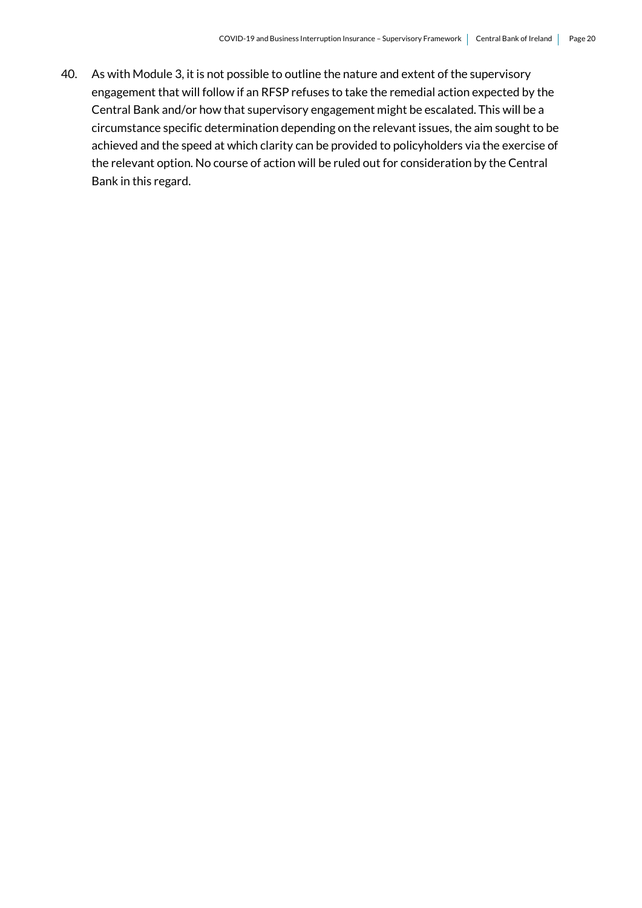40. As with Module 3, it is not possible to outline the nature and extent of the supervisory engagement that will follow if an RFSP refuses to take the remedial action expected by the Central Bank and/or how that supervisory engagement might be escalated. This will be a circumstance specific determination depending on the relevant issues, the aim sought to be achieved and the speed at which clarity can be provided to policyholders via the exercise of the relevant option. No course of action will be ruled out for consideration by the Central Bank in this regard.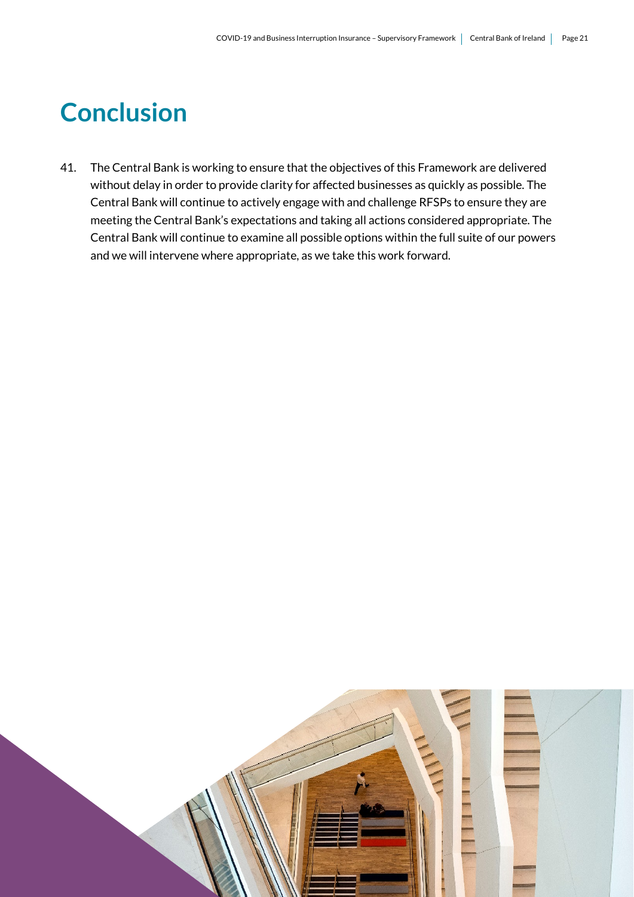# Conclusion

41. The Central Bank is working to ensure that the objectives of this Framework are delivered without delay in order to provide clarity for affected businesses as quickly as possible. The Central Bank will continue to actively engage with and challenge RFSPs to ensure they are meeting the Central Bank's expectations and taking all actions considered appropriate. The Central Bank will continue to examine all possible options within the full suite of our powers and we will intervene where appropriate, as we take this work forward.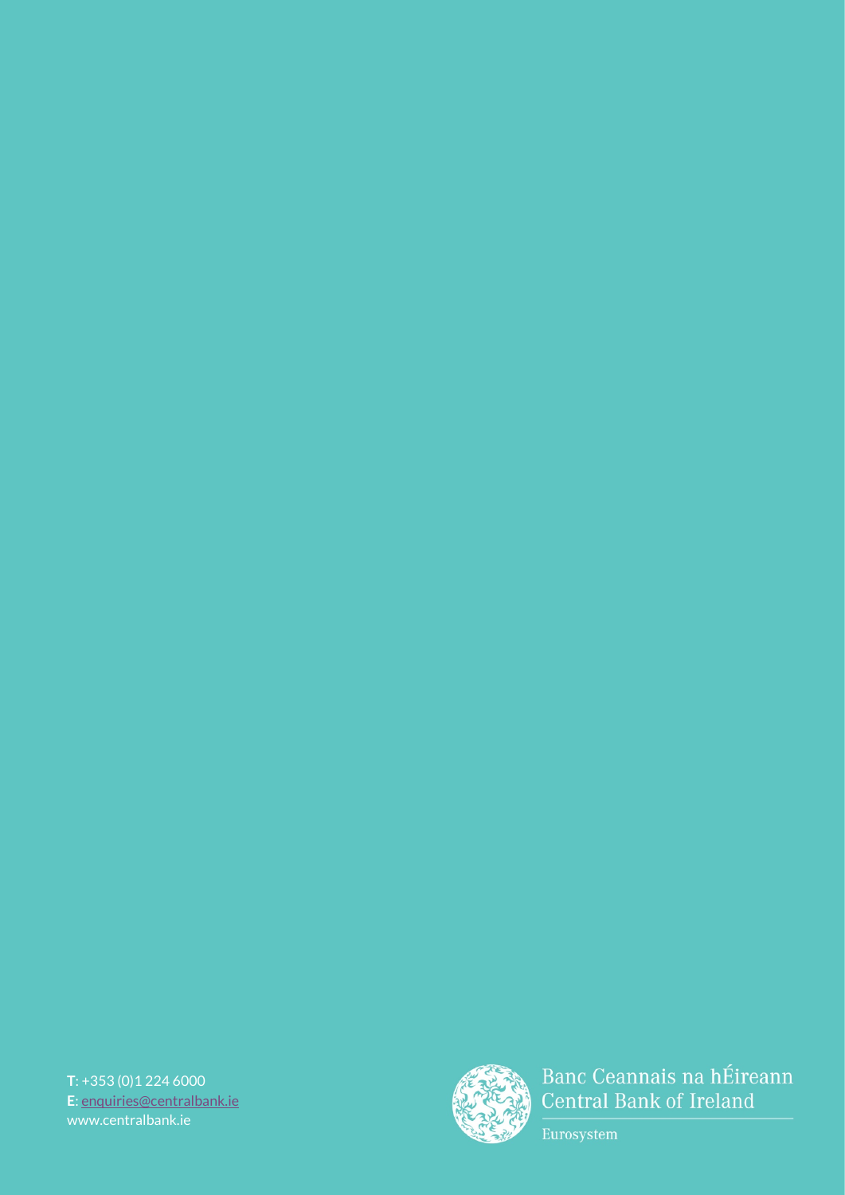**T**: +353 (0)1 224 6000
**E**: enquiries@centralbank.ie
www.centralbank.ie

Banc Ceannais na hÉireann
Central Bank of Ireland

Eurosystem